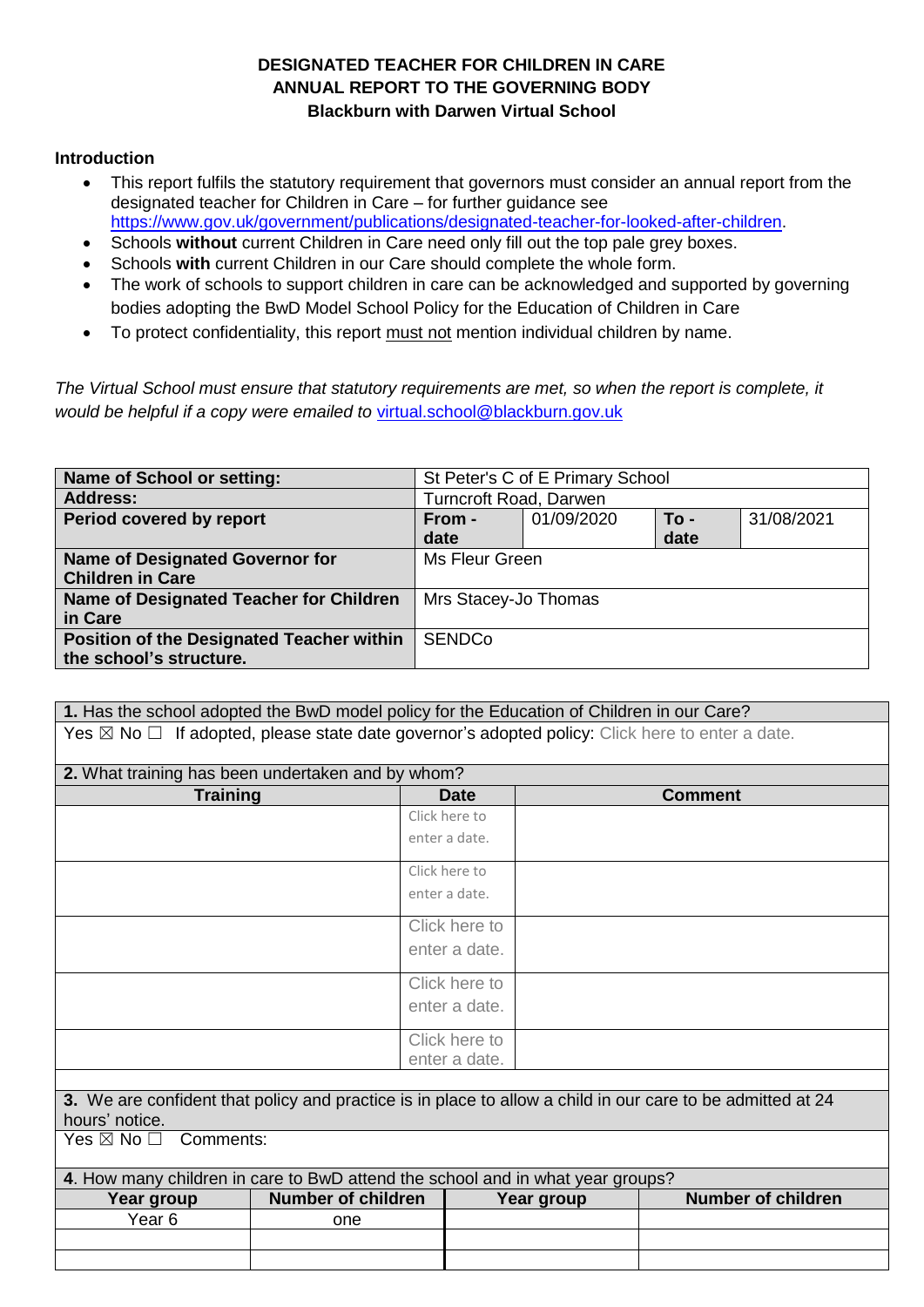**DESIGNATED TEACHER FOR CHILDREN IN CARE**
**ANNUAL REPORT TO THE GOVERNING BODY**
**Blackburn with Darwen Virtual School**

**Introduction**

- This report fulfils the statutory requirement that governors must consider an annual report from the designated teacher for Children in Care – for further guidance see https://www.gov.uk/government/publications/designated-teacher-for-looked-after-children.
- Schools **without** current Children in Care need only fill out the top pale grey boxes.
- Schools **with** current Children in our Care should complete the whole form.
- The work of schools to support children in care can be acknowledged and supported by governing bodies adopting the BwD Model School Policy for the Education of Children in Care
- To protect confidentiality, this report must not mention individual children by name.

*The Virtual School must ensure that statutory requirements are met, so when the report is complete, it would be helpful if a copy were emailed to virtual.school@blackburn.gov.uk*

| **Name of School or setting:** | St Peter's C of E Primary School | | | |
|---|---|---|---|---|
| **Address:** | Turncroft Road, Darwen | | | |
| **Period covered by report** | **From - date** | 01/09/2020 | **To - date** | 31/08/2021 |
| **Name of Designated Governor for Children in Care** | Ms Fleur Green | | | |
| **Name of Designated Teacher for Children in Care** | Mrs Stacey-Jo Thomas | | | |
| **Position of the Designated Teacher within the school's structure.** | SENDCo | | | |

**1.** Has the school adopted the BwD model policy for the Education of Children in our Care?

Yes ☒ No ☐ If adopted, please state date governor's adopted policy: Click here to enter a date.

**2.** What training has been undertaken and by whom?

| **Training** | **Date** | **Comment** |
|---|---|---|
| | Click here to enter a date. | |
| | Click here to enter a date. | |
| | Click here to enter a date. | |
| | Click here to enter a date. | |
| | Click here to enter a date. | |

**3.** We are confident that policy and practice is in place to allow a child in our care to be admitted at 24 hours' notice.

Yes ☒ No ☐ Comments:

**4**. How many children in care to BwD attend the school and in what year groups?

| **Year group** | **Number of children** | **Year group** | **Number of children** |
|---|---|---|---|
| Year 6 | one | | |
| | | | |
| | | | |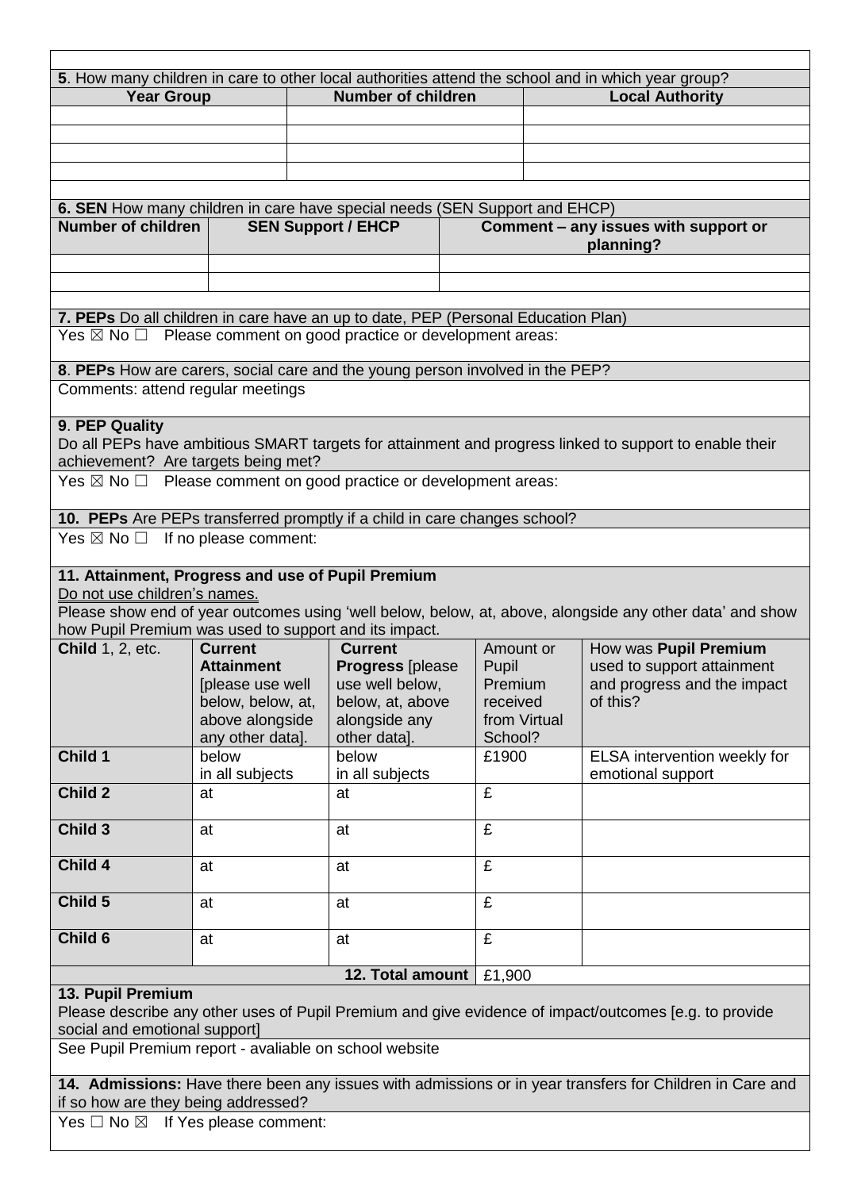**5**. How many children in care to other local authorities attend the school and in which year group?

| Year Group | Number of children | Local Authority |
|---|---|---|
| | | |
| | | |
| | | |
| | | |

**6. SEN** How many children in care have special needs (SEN Support and EHCP)

| Number of children | SEN Support / EHCP | Comment – any issues with support or planning? |
|---|---|---|
| | | |
| | | |

**7. PEPs** Do all children in care have an up to date, PEP (Personal Education Plan)

Yes ☒ No ☐ Please comment on good practice or development areas:

**8**. **PEPs** How are carers, social care and the young person involved in the PEP?

Comments: attend regular meetings

**9**. **PEP Quality**

Do all PEPs have ambitious SMART targets for attainment and progress linked to support to enable their achievement? Are targets being met?

Yes ☒ No ☐ Please comment on good practice or development areas:

**10. PEPs** Are PEPs transferred promptly if a child in care changes school?

Yes ☒ No ☐ If no please comment:

**11. Attainment, Progress and use of Pupil Premium**

Do not use children's names.

Please show end of year outcomes using 'well below, below, at, above, alongside any other data' and show how Pupil Premium was used to support and its impact.

| **Child** 1, 2, etc. | **Current Attainment** [please use well below, below, at, above alongside any other data]. | **Current Progress** [please use well below, below, at, above alongside any other data]. | Amount or Pupil Premium received from Virtual School? | How was **Pupil Premium** used to support attainment and progress and the impact of this? |
|---|---|---|---|---|
| **Child 1** | below in all subjects | below in all subjects | £1900 | ELSA intervention weekly for emotional support |
| **Child 2** | at | at | £ | |
| **Child 3** | at | at | £ | |
| **Child 4** | at | at | £ | |
| **Child 5** | at | at | £ | |
| **Child 6** | at | at | £ | |
| | | **12. Total amount** | £1,900 | |

**13. Pupil Premium**

Please describe any other uses of Pupil Premium and give evidence of impact/outcomes [e.g. to provide social and emotional support]

See Pupil Premium report - avaliable on school website

**14. Admissions:** Have there been any issues with admissions or in year transfers for Children in Care and if so how are they being addressed?

Yes ☐ No ☒ If Yes please comment: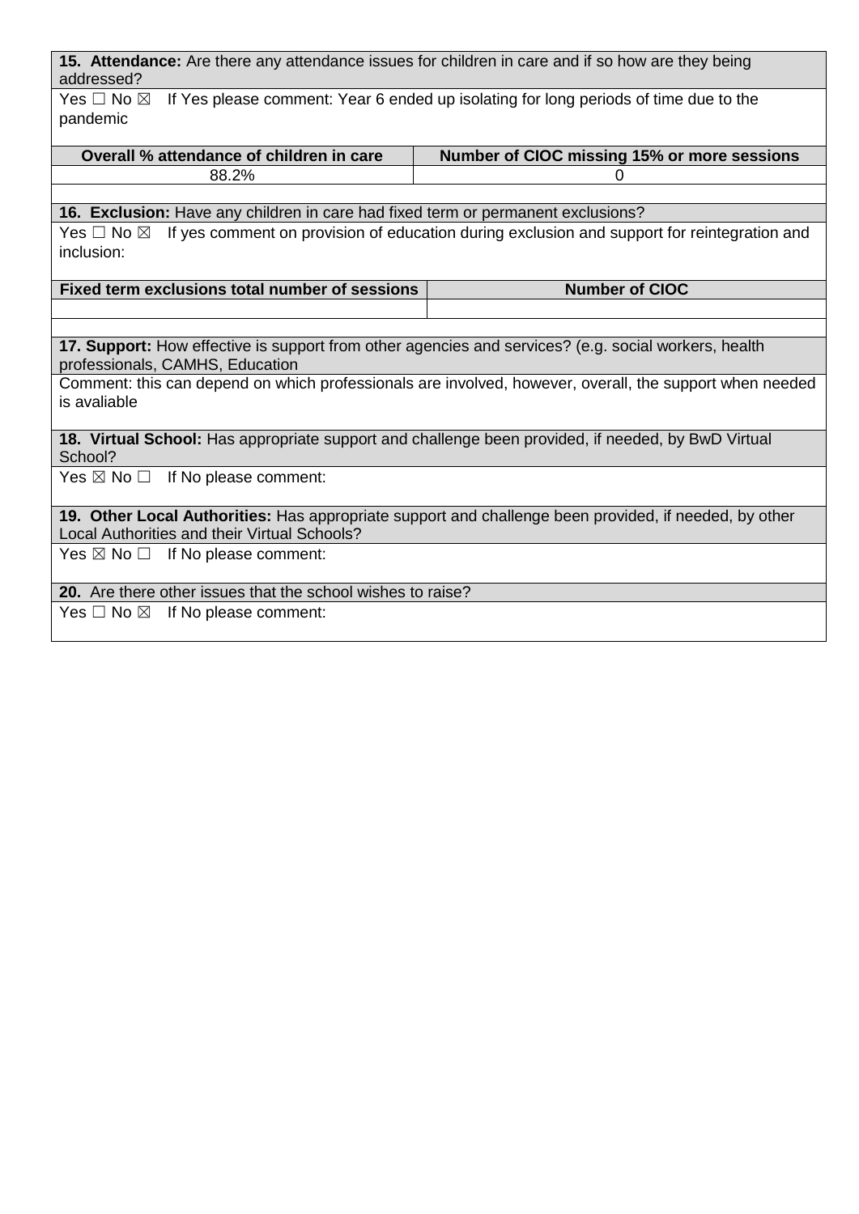**15. Attendance:** Are there any attendance issues for children in care and if so how are they being addressed?

Yes ☐ No ☒ If Yes please comment: Year 6 ended up isolating for long periods of time due to the pandemic

| Overall % attendance of children in care | Number of CIOC missing 15% or more sessions |
|---|---|
| 88.2% | 0 |

**16. Exclusion:** Have any children in care had fixed term or permanent exclusions?

Yes ☐ No ☒ If yes comment on provision of education during exclusion and support for reintegration and inclusion:

| Fixed term exclusions total number of sessions | Number of CIOC |
|---|---|
| | |

**17. Support:** How effective is support from other agencies and services? (e.g. social workers, health professionals, CAMHS, Education

Comment: this can depend on which professionals are involved, however, overall, the support when needed is avaliable

**18. Virtual School:** Has appropriate support and challenge been provided, if needed, by BwD Virtual School?

Yes ☒ No ☐ If No please comment:

**19. Other Local Authorities:** Has appropriate support and challenge been provided, if needed, by other Local Authorities and their Virtual Schools?

Yes ☒ No ☐ If No please comment:

**20.** Are there other issues that the school wishes to raise?

Yes ☐ No ☒ If No please comment: